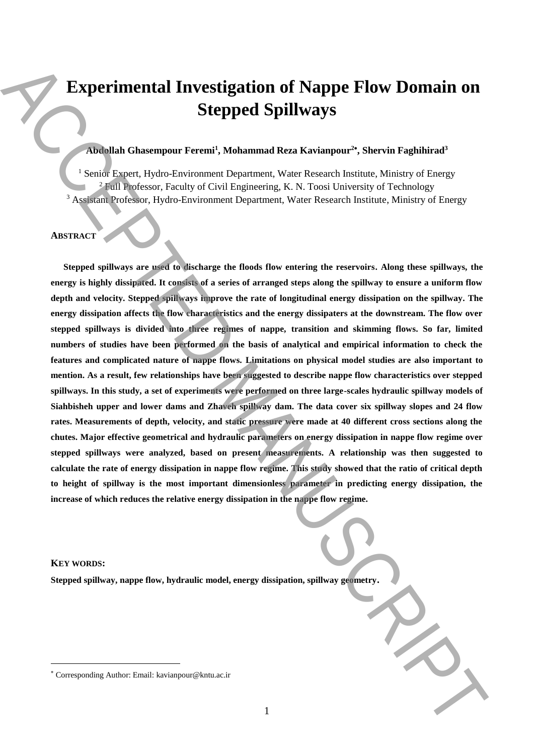# Experimental Investigation of Nappe Flow Domain on Stepped Spillways

**Abdollah Ghasempour Feremi[1], Mohammad Reza Kavianpour[2*], Shervin Faghihirad[3]**

[1] Senior Expert, Hydro-Environment Department, Water Research Institute, Ministry of Energy
[2] Full Professor, Faculty of Civil Engineering, K. N. Toosi University of Technology
[3] Assistant Professor, Hydro-Environment Department, Water Research Institute, Ministry of Energy

## ABSTRACT

**Stepped spillways are used to discharge the floods flow entering the reservoirs. Along these spillways, the energy is highly dissipated. It consists of a series of arranged steps along the spillway to ensure a uniform flow depth and velocity. Stepped spillways improve the rate of longitudinal energy dissipation on the spillway. The energy dissipation affects the flow characteristics and the energy dissipaters at the downstream. The flow over stepped spillways is divided into three regimes of nappe, transition and skimming flows. So far, limited numbers of studies have been performed on the basis of analytical and empirical information to check the features and complicated nature of nappe flows. Limitations on physical model studies are also important to mention. As a result, few relationships have been suggested to describe nappe flow characteristics over stepped spillways. In this study, a set of experiments were performed on three large-scales hydraulic spillway models of Siahbisheh upper and lower dams and Zhaveh spillway dam. The data cover six spillway slopes and 24 flow rates. Measurements of depth, velocity, and static pressure were made at 40 different cross sections along the chutes. Major effective geometrical and hydraulic parameters on energy dissipation in nappe flow regime over stepped spillways were analyzed, based on present measurements. A relationship was then suggested to calculate the rate of energy dissipation in nappe flow regime. This study showed that the ratio of critical depth to height of spillway is the most important dimensionless parameter in predicting energy dissipation, the increase of which reduces the relative energy dissipation in the nappe flow regime.**

**KEY WORDS:**

**Stepped spillway, nappe flow, hydraulic model, energy dissipation, spillway geometry.**

---

* Corresponding Author: Email: kavianpour@kntu.ac.ir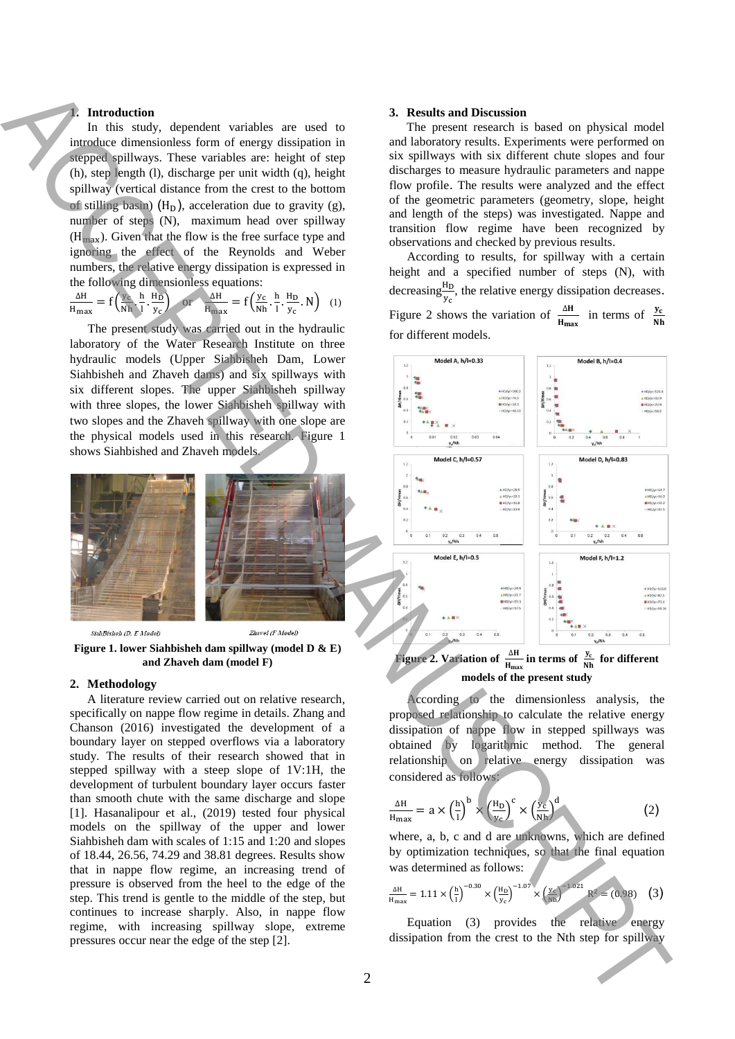## 1. Introduction

In this study, dependent variables are used to introduce dimensionless form of energy dissipation in stepped spillways. These variables are: height of step (h), step length (l), discharge per unit width (q), height spillway (vertical distance from the crest to the bottom of stilling basin) ($H_D$), acceleration due to gravity (g), number of steps (N), maximum head over spillway ($H_{max}$). Given that the flow is the free surface type and ignoring the effect of the Reynolds and Weber numbers, the relative energy dissipation is expressed in the following dimensionless equations:

$$\frac{\Delta H}{H_{max}} = f\left(\frac{y_c}{Nh}, \frac{h}{l}, \frac{H_D}{y_c}\right) \quad \text{or} \quad \frac{\Delta H}{H_{max}} = f\left(\frac{y_c}{Nh}, \frac{h}{l}, \frac{H_D}{y_c}, N\right) \quad (1)$$

The present study was carried out in the hydraulic laboratory of the Water Research Institute on three hydraulic models (Upper Siahbisheh Dam, Lower Siahbisheh and Zhaveh dams) and six spillways with six different slopes. The upper Siahbisheh spillway with three slopes, the lower Siahbisheh spillway with two slopes and the Zhaveh spillway with one slope are the physical models used in this research. Figure 1 shows Siahbished and Zhaveh models.

SiahBisheh (D, E Model) Zhavel (F Model)

**Figure 1. lower Siahbisheh dam spillway (model D & E) and Zhaveh dam (model F)**

## 2. Methodology

A literature review carried out on relative research, specifically on nappe flow regime in details. Zhang and Chanson (2016) investigated the development of a boundary layer on stepped overflows via a laboratory study. The results of their research showed that in stepped spillway with a steep slope of 1V:1H, the development of turbulent boundary layer occurs faster than smooth chute with the same discharge and slope [1]. Hasanalipour et al., (2019) tested four physical models on the spillway of the upper and lower Siahbisheh dam with scales of 1:15 and 1:20 and slopes of 18.44, 26.56, 74.29 and 38.81 degrees. Results show that in nappe flow regime, an increasing trend of pressure is observed from the heel to the edge of the step. This trend is gentle to the middle of the step, but continues to increase sharply. Also, in nappe flow regime, with increasing spillway slope, extreme pressures occur near the edge of the step [2].

## 3. Results and Discussion

The present research is based on physical model and laboratory results. Experiments were performed on six spillways with six different chute slopes and four discharges to measure hydraulic parameters and nappe flow profile. The results were analyzed and the effect of the geometric parameters (geometry, slope, height and length of the steps) was investigated. Nappe and transition flow regime have been recognized by observations and checked by previous results.

According to results, for spillway with a certain height and a specified number of steps (N), with decreasing $\frac{H_D}{y_c}$, the relative energy dissipation decreases. Figure 2 shows the variation of $\frac{\Delta H}{H_{max}}$ in terms of $\frac{y_c}{Nh}$ for different models.

**Figure 2. Variation of $\frac{\Delta H}{H_{max}}$ in terms of $\frac{y_c}{Nh}$ for different models of the present study**

According to the dimensionless analysis, the proposed relationship to calculate the relative energy dissipation of nappe flow in stepped spillways was obtained by logarithmic method. The general relationship on relative energy dissipation was considered as follows:

$$\frac{\Delta H}{H_{max}} = a \times \left(\frac{h}{l}\right)^b \times \left(\frac{H_D}{y_c}\right)^c \times \left(\frac{y_c}{Nh}\right)^d \quad (2)$$

where, a, b, c and d are unknowns, which are defined by optimization techniques, so that the final equation was determined as follows:

$$\frac{\Delta H}{H_{max}} = 1.11 \times \left(\frac{h}{l}\right)^{-0.30} \times \left(\frac{H_D}{y_c}\right)^{-1.07} \times \left(\frac{y_c}{Nh}\right)^{-1.021} \quad R^2 = (0.98) \quad (3)$$

Equation (3) provides the relative energy dissipation from the crest to the Nth step for spillway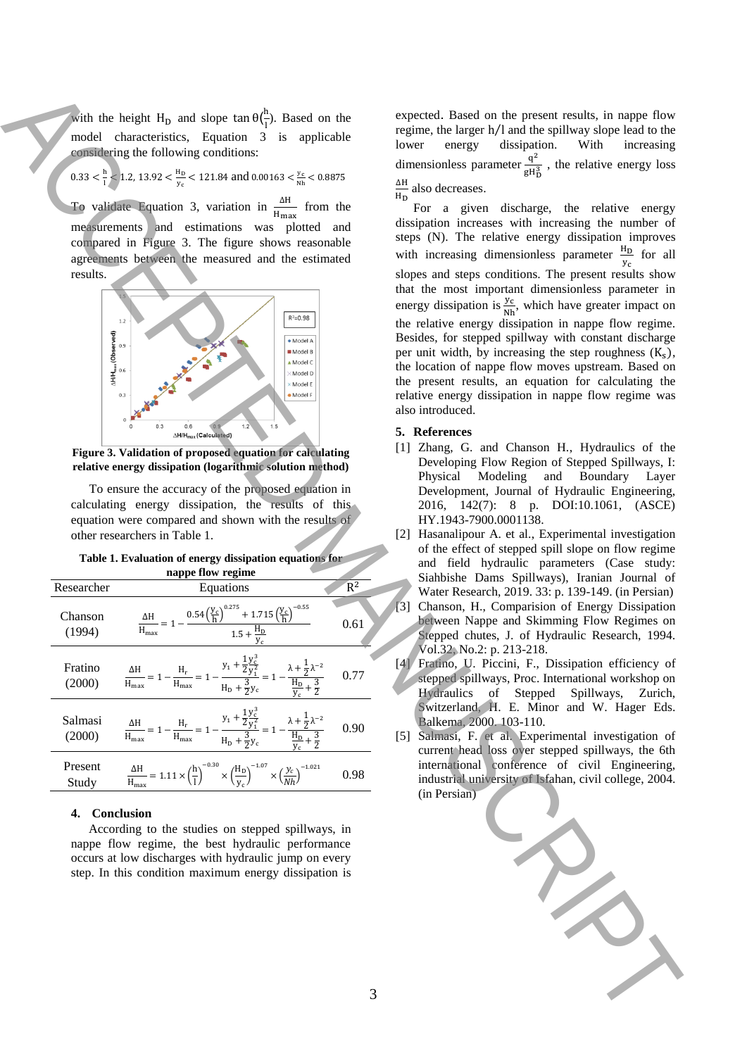with the height $H_D$ and slope $\tan\theta(\frac{h}{l})$. Based on the model characteristics, Equation 3 is applicable considering the following conditions:

$0.33 < \frac{h}{l} < 1.2$, $13.92 < \frac{H_D}{y_c} < 121.84$ and $0.00163 < \frac{y_c}{Nh} < 0.8875$

To validate Equation 3, variation in $\frac{\Delta H}{H_{max}}$ from the measurements and estimations was plotted and compared in Figure 3. The figure shows reasonable agreements between the measured and the estimated results.

R²=0.98
Model A
Model B
Model C
Model D
Model E
Model F
ΔH/Hmax (Observed)
ΔH/Hmax (Calculated)
0
0.3
0.6
0.9
1.2
1.5

**Figure 3. Validation of proposed equation for calculating relative energy dissipation (logarithmic solution method)**

To ensure the accuracy of the proposed equation in calculating energy dissipation, the results of this equation were compared and shown with the results of other researchers in Table 1.

**Table 1. Evaluation of energy dissipation equations for nappe flow regime**

| Researcher | Equations | $R^2$ |
|---|---|---|
| Chanson (1994) | $\frac{\Delta H}{H_{max}} = 1 - \frac{0.54\left(\frac{y_c}{h}\right)^{0.275} + 1.715\left(\frac{y_c}{h}\right)^{-0.55}}{1.5 + \frac{H_D}{y_c}}$ | 0.61 |
| Fratino (2000) | $\frac{\Delta H}{H_{max}} = 1 - \frac{H_r}{H_{max}} = 1 - \frac{y_1 + \frac{1}{2}\frac{y_c^3}{y_1^2}}{H_D + \frac{3}{2}y_c} = 1 - \frac{\lambda + \frac{1}{2}\lambda^{-2}}{\frac{H_D}{y_c} + \frac{3}{2}}$ | 0.77 |
| Salmasi (2000) | $\frac{\Delta H}{H_{max}} = 1 - \frac{H_r}{H_{max}} = 1 - \frac{y_1 + \frac{1}{2}\frac{y_c^3}{y_1^2}}{H_D + \frac{3}{2}y_c} = 1 - \frac{\lambda + \frac{1}{2}\lambda^{-2}}{\frac{H_D}{y_c} + \frac{3}{2}}$ | 0.90 |
| Present Study | $\frac{\Delta H}{H_{max}} = 1.11 \times \left(\frac{h}{l}\right)^{-0.30} \times \left(\frac{H_D}{y_c}\right)^{-1.07} \times \left(\frac{y_c}{Nh}\right)^{-1.021}$ | 0.98 |

## 4. Conclusion

According to the studies on stepped spillways, in nappe flow regime, the best hydraulic performance occurs at low discharges with hydraulic jump on every step. In this condition maximum energy dissipation is expected. Based on the present results, in nappe flow regime, the larger h/l and the spillway slope lead to the lower energy dissipation. With increasing dimensionless parameter $\frac{q^2}{gH_D^3}$, the relative energy loss $\frac{\Delta H}{H_D}$ also decreases.

For a given discharge, the relative energy dissipation increases with increasing the number of steps (N). The relative energy dissipation improves with increasing dimensionless parameter $\frac{H_D}{y_c}$ for all slopes and steps conditions. The present results show that the most important dimensionless parameter in energy dissipation is $\frac{y_c}{Nh}$, which have greater impact on the relative energy dissipation in nappe flow regime. Besides, for stepped spillway with constant discharge per unit width, by increasing the step roughness ($K_s$), the location of nappe flow moves upstream. Based on the present results, an equation for calculating the relative energy dissipation in nappe flow regime was also introduced.

## 5. References

[1] Zhang, G. and Chanson H., Hydraulics of the Developing Flow Region of Stepped Spillways, I: Physical Modeling and Boundary Layer Development, Journal of Hydraulic Engineering, 2016, 142(7): 8 p. DOI:10.1061, (ASCE) HY.1943-7900.0001138.

[2] Hasanalipour A. et al., Experimental investigation of the effect of stepped spill slope on flow regime and field hydraulic parameters (Case study: Siahbishe Dams Spillways), Iranian Journal of Water Research, 2019. 33: p. 139-149. (in Persian)

[3] Chanson, H., Comparision of Energy Dissipation between Nappe and Skimming Flow Regimes on Stepped chutes, J. of Hydraulic Research, 1994. Vol.32, No.2: p. 213-218.

[4] Fratino, U. Piccini, F., Dissipation efficiency of stepped spillways, Proc. International workshop on Hydraulics of Stepped Spillways, Zurich, Switzerland, H. E. Minor and W. Hager Eds. Balkema, 2000. 103-110.

[5] Salmasi, F. et al. Experimental investigation of current head loss over stepped spillways, the 6th international conference of civil Engineering, industrial university of Isfahan, civil college, 2004. (in Persian)